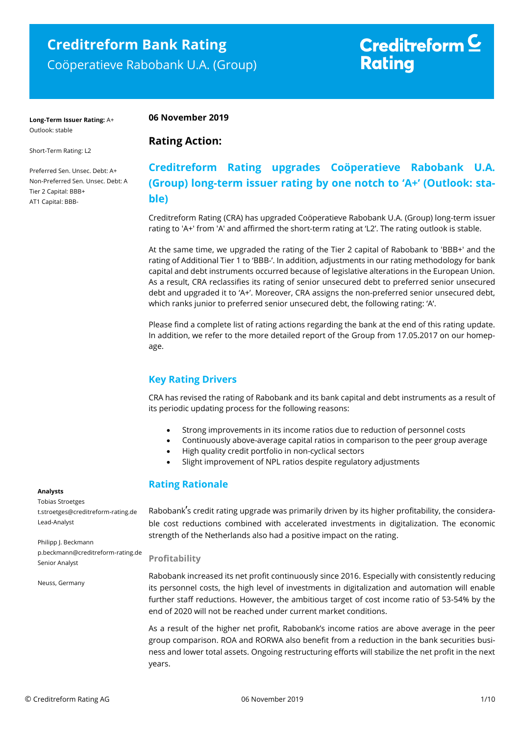# Creditreform Bank Rating

Coöperatieve Rabobank U.A. (Group)

Creditreform Rating

**Long-Term Issuer Rating:** A+
Outlook: stable

Short-Term Rating: L2

Preferred Sen. Unsec. Debt: A+
Non-Preferred Sen. Unsec. Debt: A
Tier 2 Capital: BBB+
AT1 Capital: BBB-

**Analysts**
Tobias Stroetges
t.stroetges@creditreform-rating.de
Lead-Analyst

Philipp J. Beckmann
p.beckmann@creditreform-rating.de
Senior Analyst

Neuss, Germany

**06 November 2019**

## Rating Action:

## Creditreform Rating upgrades Coöperatieve Rabobank U.A. (Group) long-term issuer rating by one notch to 'A+' (Outlook: stable)

Creditreform Rating (CRA) has upgraded Coöperatieve Rabobank U.A. (Group) long-term issuer rating to 'A+' from 'A' and affirmed the short-term rating at 'L2'. The rating outlook is stable.

At the same time, we upgraded the rating of the Tier 2 capital of Rabobank to 'BBB+' and the rating of Additional Tier 1 to 'BBB-'. In addition, adjustments in our rating methodology for bank capital and debt instruments occurred because of legislative alterations in the European Union. As a result, CRA reclassifies its rating of senior unsecured debt to preferred senior unsecured debt and upgraded it to 'A+'. Moreover, CRA assigns the non-preferred senior unsecured debt, which ranks junior to preferred senior unsecured debt, the following rating: 'A'.

Please find a complete list of rating actions regarding the bank at the end of this rating update. In addition, we refer to the more detailed report of the Group from 17.05.2017 on our homepage.

## Key Rating Drivers

CRA has revised the rating of Rabobank and its bank capital and debt instruments as a result of its periodic updating process for the following reasons:

- Strong improvements in its income ratios due to reduction of personnel costs
- Continuously above-average capital ratios in comparison to the peer group average
- High quality credit portfolio in non-cyclical sectors
- Slight improvement of NPL ratios despite regulatory adjustments

## Rating Rationale

Rabobank's credit rating upgrade was primarily driven by its higher profitability, the considerable cost reductions combined with accelerated investments in digitalization. The economic strength of the Netherlands also had a positive impact on the rating.

### Profitability

Rabobank increased its net profit continuously since 2016. Especially with consistently reducing its personnel costs, the high level of investments in digitalization and automation will enable further staff reductions. However, the ambitious target of cost income ratio of 53-54% by the end of 2020 will not be reached under current market conditions.

As a result of the higher net profit, Rabobank's income ratios are above average in the peer group comparison. ROA and RORWA also benefit from a reduction in the bank securities business and lower total assets. Ongoing restructuring efforts will stabilize the net profit in the next years.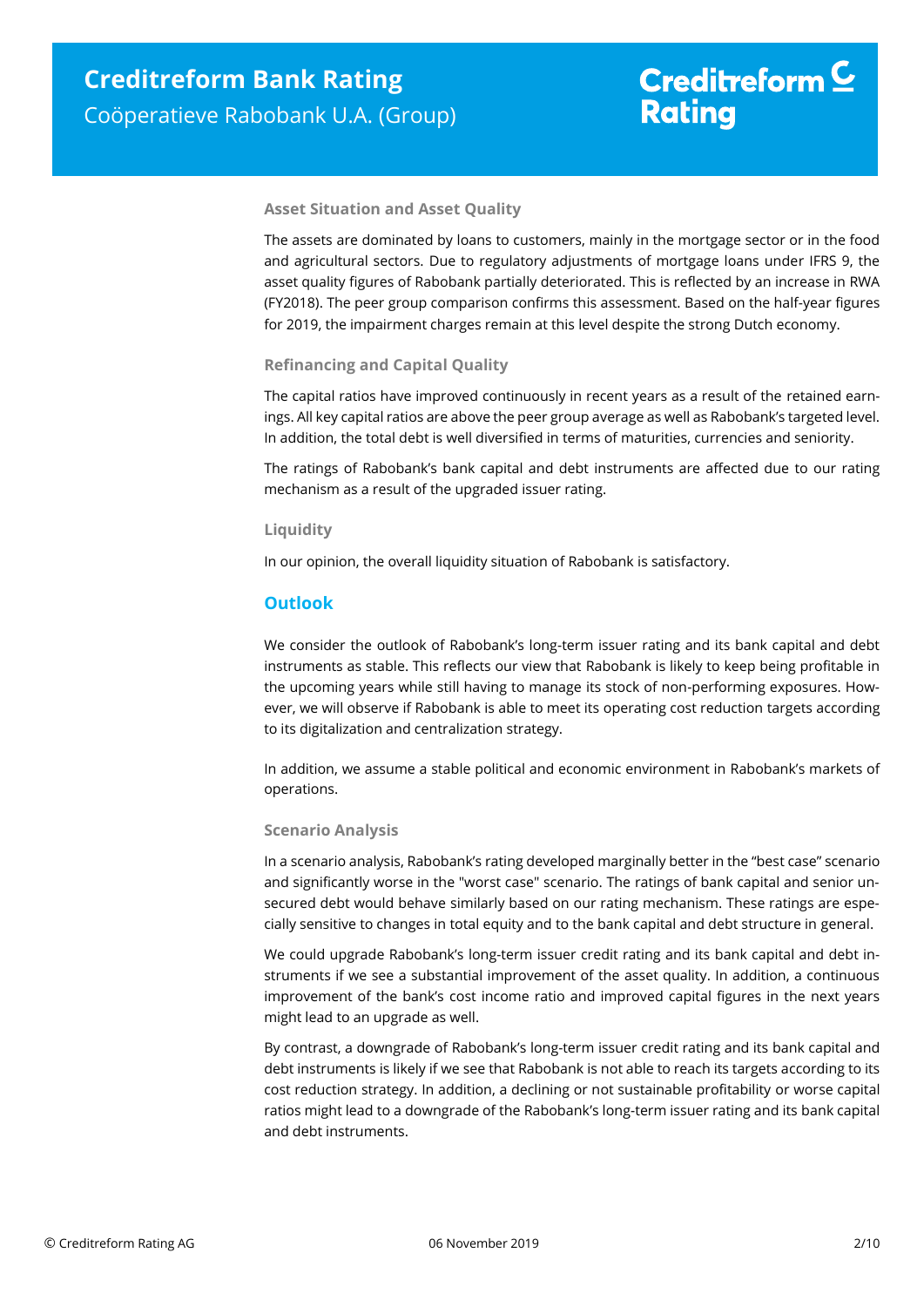### Asset Situation and Asset Quality

The assets are dominated by loans to customers, mainly in the mortgage sector or in the food and agricultural sectors. Due to regulatory adjustments of mortgage loans under IFRS 9, the asset quality figures of Rabobank partially deteriorated. This is reflected by an increase in RWA (FY2018). The peer group comparison confirms this assessment. Based on the half-year figures for 2019, the impairment charges remain at this level despite the strong Dutch economy.

### Refinancing and Capital Quality

The capital ratios have improved continuously in recent years as a result of the retained earnings. All key capital ratios are above the peer group average as well as Rabobank's targeted level. In addition, the total debt is well diversified in terms of maturities, currencies and seniority.

The ratings of Rabobank's bank capital and debt instruments are affected due to our rating mechanism as a result of the upgraded issuer rating.

### Liquidity

In our opinion, the overall liquidity situation of Rabobank is satisfactory.

## Outlook

We consider the outlook of Rabobank's long-term issuer rating and its bank capital and debt instruments as stable. This reflects our view that Rabobank is likely to keep being profitable in the upcoming years while still having to manage its stock of non-performing exposures. However, we will observe if Rabobank is able to meet its operating cost reduction targets according to its digitalization and centralization strategy.

In addition, we assume a stable political and economic environment in Rabobank's markets of operations.

### Scenario Analysis

In a scenario analysis, Rabobank's rating developed marginally better in the "best case" scenario and significantly worse in the "worst case" scenario. The ratings of bank capital and senior unsecured debt would behave similarly based on our rating mechanism. These ratings are especially sensitive to changes in total equity and to the bank capital and debt structure in general.

We could upgrade Rabobank's long-term issuer credit rating and its bank capital and debt instruments if we see a substantial improvement of the asset quality. In addition, a continuous improvement of the bank's cost income ratio and improved capital figures in the next years might lead to an upgrade as well.

By contrast, a downgrade of Rabobank's long-term issuer credit rating and its bank capital and debt instruments is likely if we see that Rabobank is not able to reach its targets according to its cost reduction strategy. In addition, a declining or not sustainable profitability or worse capital ratios might lead to a downgrade of the Rabobank's long-term issuer rating and its bank capital and debt instruments.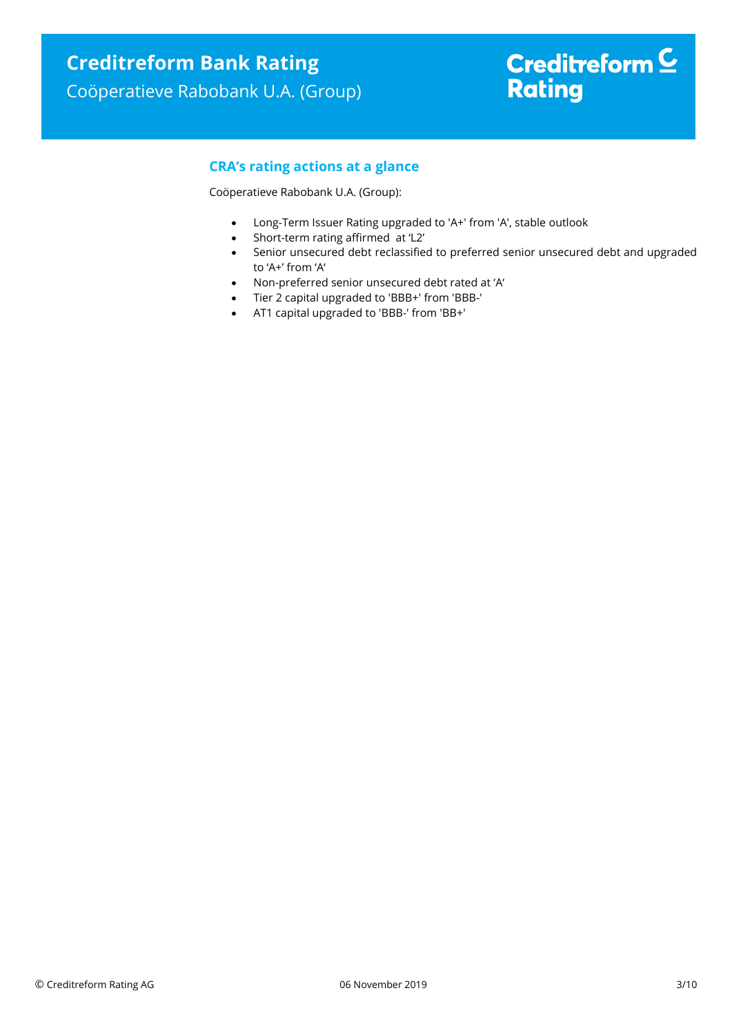## CRA's rating actions at a glance

Coöperatieve Rabobank U.A. (Group):

- Long-Term Issuer Rating upgraded to 'A+' from 'A', stable outlook
- Short-term rating affirmed at 'L2'
- Senior unsecured debt reclassified to preferred senior unsecured debt and upgraded to 'A+' from 'A'
- Non-preferred senior unsecured debt rated at 'A'
- Tier 2 capital upgraded to 'BBB+' from 'BBB-'
- AT1 capital upgraded to 'BBB-' from 'BB+'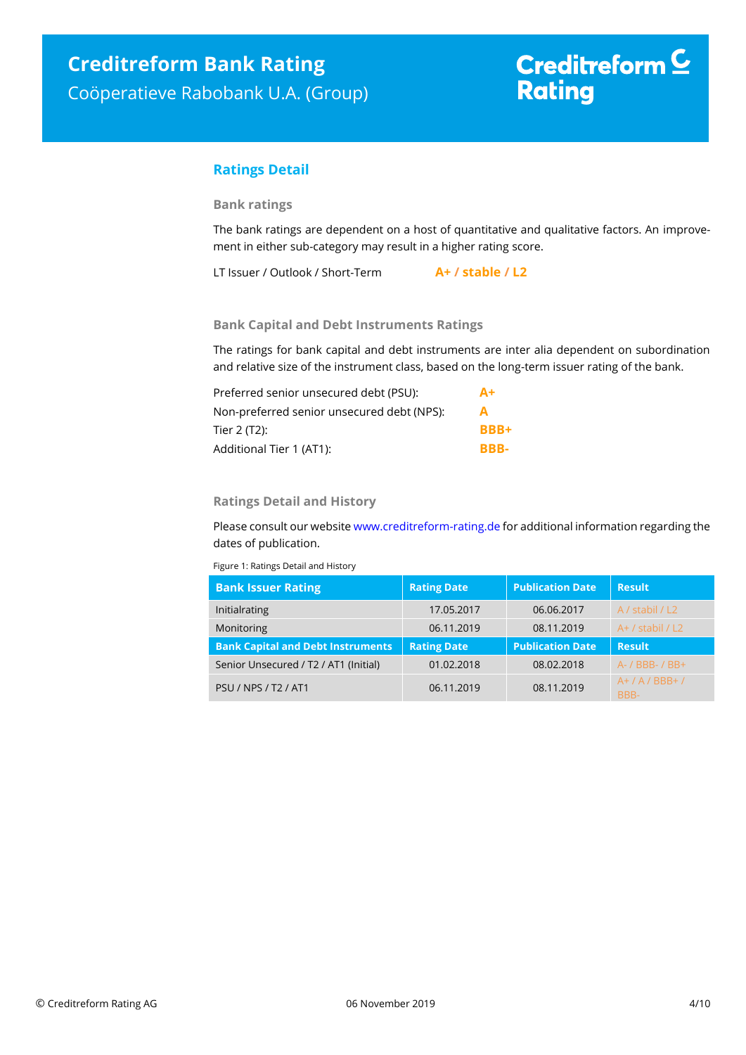## Ratings Detail

### Bank ratings

The bank ratings are dependent on a host of quantitative and qualitative factors. An improvement in either sub-category may result in a higher rating score.

LT Issuer / Outlook / Short-Term **A+ / stable / L2**

### Bank Capital and Debt Instruments Ratings

The ratings for bank capital and debt instruments are inter alia dependent on subordination and relative size of the instrument class, based on the long-term issuer rating of the bank.

| | |
|---|---|
| Preferred senior unsecured debt (PSU): | **A+** |
| Non-preferred senior unsecured debt (NPS): | **A** |
| Tier 2 (T2): | **BBB+** |
| Additional Tier 1 (AT1): | **BBB-** |

### Ratings Detail and History

Please consult our website www.creditreform-rating.de for additional information regarding the dates of publication.

Figure 1: Ratings Detail and History

| Bank Issuer Rating | Rating Date | Publication Date | Result |
|---|---|---|---|
| Initialrating | 17.05.2017 | 06.06.2017 | A / stabil / L2 |
| Monitoring | 06.11.2019 | 08.11.2019 | A+ / stabil / L2 |
| **Bank Capital and Debt Instruments** | **Rating Date** | **Publication Date** | **Result** |
| Senior Unsecured / T2 / AT1 (Initial) | 01.02.2018 | 08.02.2018 | A- / BBB- / BB+ |
| PSU / NPS / T2 / AT1 | 06.11.2019 | 08.11.2019 | A+ / A / BBB+ / BBB- |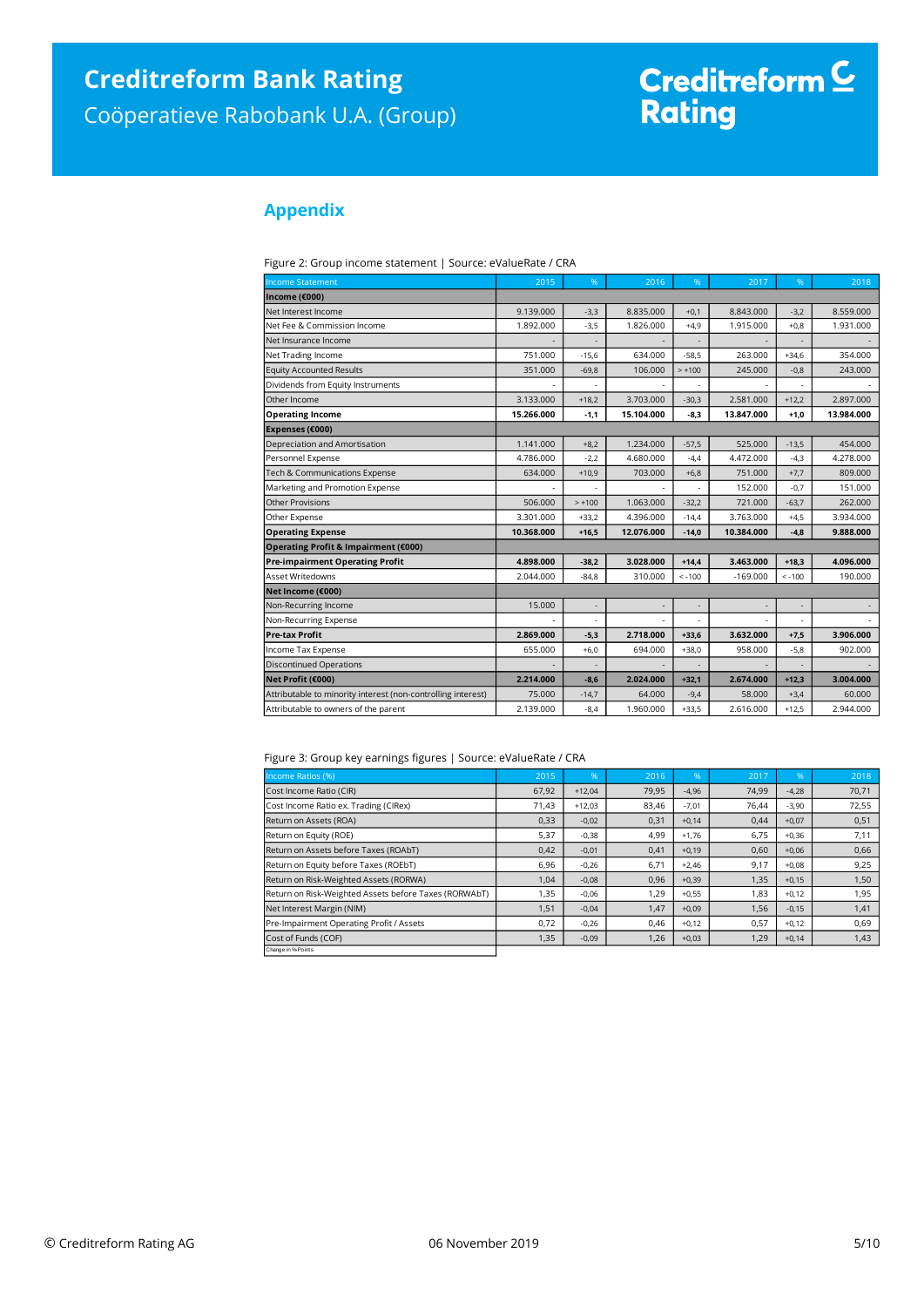## Appendix

Figure 2: Group income statement | Source: eValueRate / CRA

| Income Statement | 2015 | % | 2016 | % | 2017 | % | 2018 |
|---|---|---|---|---|---|---|---|
| **Income (€000)** | | | | | | | |
| Net Interest Income | 9.139.000 | -3,3 | 8.835.000 | +0,1 | 8.843.000 | -3,2 | 8.559.000 |
| Net Fee & Commission Income | 1.892.000 | -3,5 | 1.826.000 | +4,9 | 1.915.000 | +0,8 | 1.931.000 |
| Net Insurance Income | - | - | - | - | - | - | - |
| Net Trading Income | 751.000 | -15,6 | 634.000 | -58,5 | 263.000 | +34,6 | 354.000 |
| Equity Accounted Results | 351.000 | -69,8 | 106.000 | > +100 | 245.000 | -0,8 | 243.000 |
| Dividends from Equity Instruments | - | - | - | - | - | - | - |
| Other Income | 3.133.000 | +18,2 | 3.703.000 | -30,3 | 2.581.000 | +12,2 | 2.897.000 |
| **Operating Income** | **15.266.000** | **-1,1** | **15.104.000** | **-8,3** | **13.847.000** | **+1,0** | **13.984.000** |
| **Expenses (€000)** | | | | | | | |
| Depreciation and Amortisation | 1.141.000 | +8,2 | 1.234.000 | -57,5 | 525.000 | -13,5 | 454.000 |
| Personnel Expense | 4.786.000 | -2,2 | 4.680.000 | -4,4 | 4.472.000 | -4,3 | 4.278.000 |
| Tech & Communications Expense | 634.000 | +10,9 | 703.000 | +6,8 | 751.000 | +7,7 | 809.000 |
| Marketing and Promotion Expense | - | - | - | - | 152.000 | -0,7 | 151.000 |
| Other Provisions | 506.000 | > +100 | 1.063.000 | -32,2 | 721.000 | -63,7 | 262.000 |
| Other Expense | 3.301.000 | +33,2 | 4.396.000 | -14,4 | 3.763.000 | +4,5 | 3.934.000 |
| **Operating Expense** | **10.368.000** | **+16,5** | **12.076.000** | **-14,0** | **10.384.000** | **-4,8** | **9.888.000** |
| **Operating Profit & Impairment (€000)** | | | | | | | |
| **Pre-impairment Operating Profit** | **4.898.000** | **-38,2** | **3.028.000** | **+14,4** | **3.463.000** | **+18,3** | **4.096.000** |
| Asset Writedowns | 2.044.000 | -84,8 | 310.000 | < -100 | -169.000 | < -100 | 190.000 |
| **Net Income (€000)** | | | | | | | |
| Non-Recurring Income | 15.000 | - | - | - | - | - | - |
| Non-Recurring Expense | - | - | - | - | - | - | - |
| **Pre-tax Profit** | **2.869.000** | **-5,3** | **2.718.000** | **+33,6** | **3.632.000** | **+7,5** | **3.906.000** |
| Income Tax Expense | 655.000 | +6,0 | 694.000 | +38,0 | 958.000 | -5,8 | 902.000 |
| Discontinued Operations | - | - | - | - | - | - | - |
| **Net Profit (€000)** | **2.214.000** | **-8,6** | **2.024.000** | **+32,1** | **2.674.000** | **+12,3** | **3.004.000** |
| Attributable to minority interest (non-controlling interest) | 75.000 | -14,7 | 64.000 | -9,4 | 58.000 | +3,4 | 60.000 |
| Attributable to owners of the parent | 2.139.000 | -8,4 | 1.960.000 | +33,5 | 2.616.000 | +12,5 | 2.944.000 |

Figure 3: Group key earnings figures | Source: eValueRate / CRA

| Income Ratios (%) | 2015 | % | 2016 | % | 2017 | % | 2018 |
|---|---|---|---|---|---|---|---|
| Cost Income Ratio (CIR) | 67,92 | +12,04 | 79,95 | -4,96 | 74,99 | -4,28 | 70,71 |
| Cost Income Ratio ex. Trading (CIRex) | 71,43 | +12,03 | 83,46 | -7,01 | 76,44 | -3,90 | 72,55 |
| Return on Assets (ROA) | 0,33 | -0,02 | 0,31 | +0,14 | 0,44 | +0,07 | 0,51 |
| Return on Equity (ROE) | 5,37 | -0,38 | 4,99 | +1,76 | 6,75 | +0,36 | 7,11 |
| Return on Assets before Taxes (ROAbT) | 0,42 | -0,01 | 0,41 | +0,19 | 0,60 | +0,06 | 0,66 |
| Return on Equity before Taxes (ROEbT) | 6,96 | -0,26 | 6,71 | +2,46 | 9,17 | +0,08 | 9,25 |
| Return on Risk-Weighted Assets (RORWA) | 1,04 | -0,08 | 0,96 | +0,39 | 1,35 | +0,15 | 1,50 |
| Return on Risk-Weighted Assets before Taxes (RORWAbT) | 1,35 | -0,06 | 1,29 | +0,55 | 1,83 | +0,12 | 1,95 |
| Net Interest Margin (NIM) | 1,51 | -0,04 | 1,47 | +0,09 | 1,56 | -0,15 | 1,41 |
| Pre-Impairment Operating Profit / Assets | 0,72 | -0,26 | 0,46 | +0,12 | 0,57 | +0,12 | 0,69 |
| Cost of Funds (COF) | 1,35 | -0,09 | 1,26 | +0,03 | 1,29 | +0,14 | 1,43 |

Change in %-Points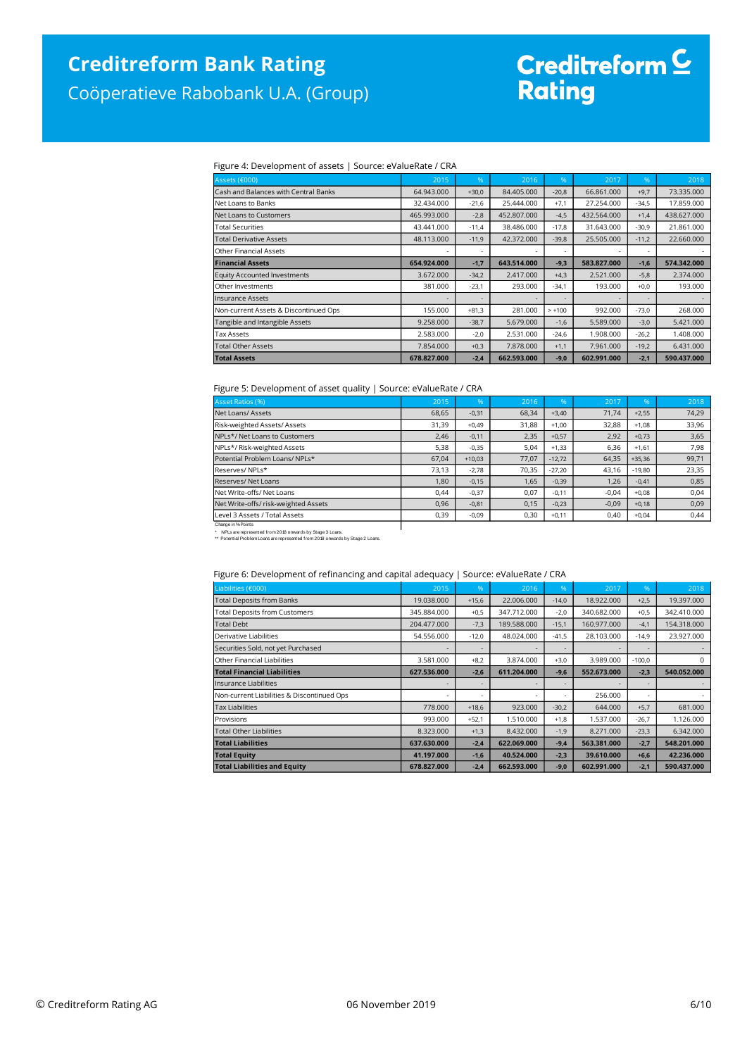Figure 4: Development of assets | Source: eValueRate / CRA

| Assets (€000) | 2015 | % | 2016 | % | 2017 | % | 2018 |
|---|---|---|---|---|---|---|---|
| Cash and Balances with Central Banks | 64.943.000 | +30,0 | 84.405.000 | -20,8 | 66.861.000 | +9,7 | 73.335.000 |
| Net Loans to Banks | 32.434.000 | -21,6 | 25.444.000 | +7,1 | 27.254.000 | -34,5 | 17.859.000 |
| Net Loans to Customers | 465.993.000 | -2,8 | 452.807.000 | -4,5 | 432.564.000 | +1,4 | 438.627.000 |
| Total Securities | 43.441.000 | -11,4 | 38.486.000 | -17,8 | 31.643.000 | -30,9 | 21.861.000 |
| Total Derivative Assets | 48.113.000 | -11,9 | 42.372.000 | -39,8 | 25.505.000 | -11,2 | 22.660.000 |
| Other Financial Assets | - | - | - | - | - | - | - |
| **Financial Assets** | **654.924.000** | **-1,7** | **643.514.000** | **-9,3** | **583.827.000** | **-1,6** | **574.342.000** |
| Equity Accounted Investments | 3.672.000 | -34,2 | 2.417.000 | +4,3 | 2.521.000 | -5,8 | 2.374.000 |
| Other Investments | 381.000 | -23,1 | 293.000 | -34,1 | 193.000 | +0,0 | 193.000 |
| Insurance Assets | - | - | - | - | - | - | - |
| Non-current Assets & Discontinued Ops | 155.000 | +81,3 | 281.000 | > +100 | 992.000 | -73,0 | 268.000 |
| Tangible and Intangible Assets | 9.258.000 | -38,7 | 5.679.000 | -1,6 | 5.589.000 | -3,0 | 5.421.000 |
| Tax Assets | 2.583.000 | -2,0 | 2.531.000 | -24,6 | 1.908.000 | -26,2 | 1.408.000 |
| Total Other Assets | 7.854.000 | +0,3 | 7.878.000 | +1,1 | 7.961.000 | -19,2 | 6.431.000 |
| **Total Assets** | **678.827.000** | **-2,4** | **662.593.000** | **-9,0** | **602.991.000** | **-2,1** | **590.437.000** |

Figure 5: Development of asset quality | Source: eValueRate / CRA

| Asset Ratios (%) | 2015 | % | 2016 | % | 2017 | % | 2018 |
|---|---|---|---|---|---|---|---|
| Net Loans/ Assets | 68,65 | -0,31 | 68,34 | +3,40 | 71,74 | +2,55 | 74,29 |
| Risk-weighted Assets/ Assets | 31,39 | +0,49 | 31,88 | +1,00 | 32,88 | +1,08 | 33,96 |
| NPLs*/ Net Loans to Customers | 2,46 | -0,11 | 2,35 | +0,57 | 2,92 | +0,73 | 3,65 |
| NPLs*/ Risk-weighted Assets | 5,38 | -0,35 | 5,04 | +1,33 | 6,36 | +1,61 | 7,98 |
| Potential Problem Loans/ NPLs* | 67,04 | +10,03 | 77,07 | -12,72 | 64,35 | +35,36 | 99,71 |
| Reserves/ NPLs* | 73,13 | -2,78 | 70,35 | -27,20 | 43,16 | -19,80 | 23,35 |
| Reserves/ Net Loans | 1,80 | -0,15 | 1,65 | -0,39 | 1,26 | -0,41 | 0,85 |
| Net Write-offs/ Net Loans | 0,44 | -0,37 | 0,07 | -0,11 | -0,04 | +0,08 | 0,04 |
| Net Write-offs/ risk-weighted Assets | 0,96 | -0,81 | 0,15 | -0,23 | -0,09 | +0,18 | 0,09 |
| Level 3 Assets / Total Assets | 0,39 | -0,09 | 0,30 | +0,11 | 0,40 | +0,04 | 0,44 |

Change in %-Points

\* NPLs are represented from 2018 onwards by Stage 3 Loans.

\*\* Potential Problem Loans are represented from 2018 onwards by Stage 2 Loans.

Figure 6: Development of refinancing and capital adequacy | Source: eValueRate / CRA

| Liabilities (€000) | 2015 | % | 2016 | % | 2017 | % | 2018 |
|---|---|---|---|---|---|---|---|
| Total Deposits from Banks | 19.038.000 | +15,6 | 22.006.000 | -14,0 | 18.922.000 | +2,5 | 19.397.000 |
| Total Deposits from Customers | 345.884.000 | +0,5 | 347.712.000 | -2,0 | 340.682.000 | +0,5 | 342.410.000 |
| Total Debt | 204.477.000 | -7,3 | 189.588.000 | -15,1 | 160.977.000 | -4,1 | 154.318.000 |
| Derivative Liabilities | 54.556.000 | -12,0 | 48.024.000 | -41,5 | 28.103.000 | -14,9 | 23.927.000 |
| Securities Sold, not yet Purchased | - | - | - | - | - | - | - |
| Other Financial Liabilities | 3.581.000 | +8,2 | 3.874.000 | +3,0 | 3.989.000 | -100,0 | 0 |
| **Total Financial Liabilities** | **627.536.000** | **-2,6** | **611.204.000** | **-9,6** | **552.673.000** | **-2,3** | **540.052.000** |
| Insurance Liabilities | - | - | - | - | - | - | - |
| Non-current Liabilities & Discontinued Ops | - | - | - | - | 256.000 | - | - |
| Tax Liabilities | 778.000 | +18,6 | 923.000 | -30,2 | 644.000 | +5,7 | 681.000 |
| Provisions | 993.000 | +52,1 | 1.510.000 | +1,8 | 1.537.000 | -26,7 | 1.126.000 |
| Total Other Liabilities | 8.323.000 | +1,3 | 8.432.000 | -1,9 | 8.271.000 | -23,3 | 6.342.000 |
| **Total Liabilities** | **637.630.000** | **-2,4** | **622.069.000** | **-9,4** | **563.381.000** | **-2,7** | **548.201.000** |
| **Total Equity** | **41.197.000** | **-1,6** | **40.524.000** | **-2,3** | **39.610.000** | **+6,6** | **42.236.000** |
| **Total Liabilities and Equity** | **678.827.000** | **-2,4** | **662.593.000** | **-9,0** | **602.991.000** | **-2,1** | **590.437.000** |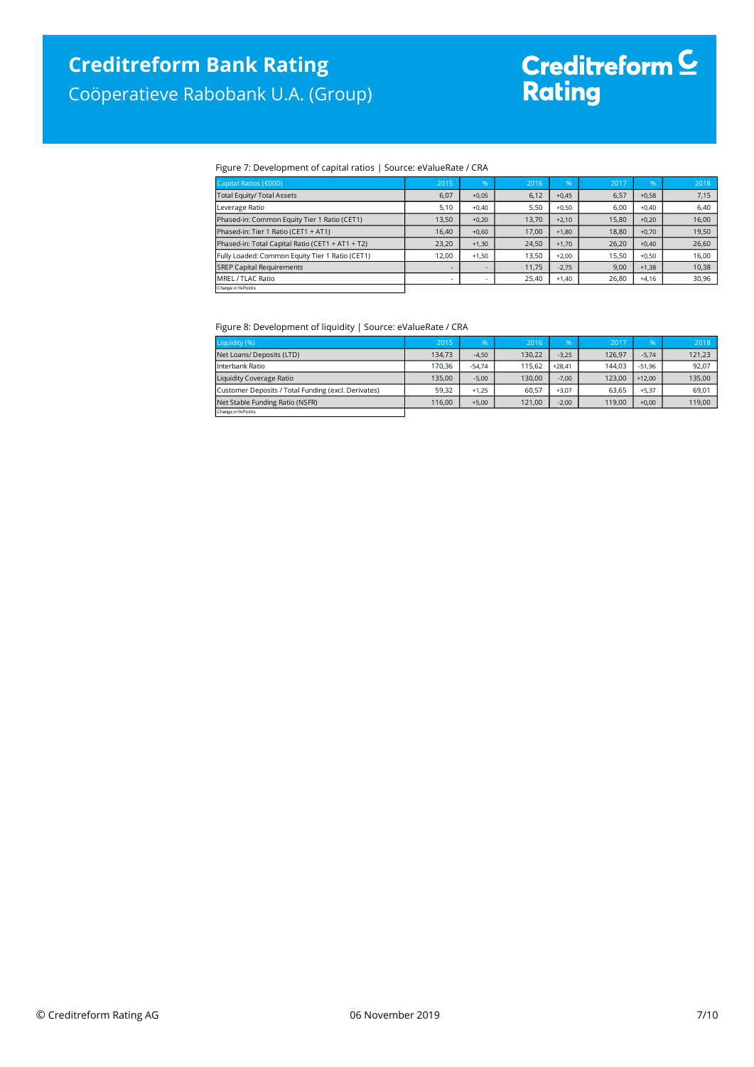Figure 7: Development of capital ratios | Source: eValueRate / CRA

| Capital Ratios (€000) | 2015 | % | 2016 | % | 2017 | % | 2018 |
|---|---|---|---|---|---|---|---|
| Total Equity/ Total Assets | 6,07 | +0,05 | 6,12 | +0,45 | 6,57 | +0,58 | 7,15 |
| Leverage Ratio | 5,10 | +0,40 | 5,50 | +0,50 | 6,00 | +0,40 | 6,40 |
| Phased-in: Common Equity Tier 1 Ratio (CET1) | 13,50 | +0,20 | 13,70 | +2,10 | 15,80 | +0,20 | 16,00 |
| Phased-in: Tier 1 Ratio (CET1 + AT1) | 16,40 | +0,60 | 17,00 | +1,80 | 18,80 | +0,70 | 19,50 |
| Phased-in: Total Capital Ratio (CET1 + AT1 + T2) | 23,20 | +1,30 | 24,50 | +1,70 | 26,20 | +0,40 | 26,60 |
| Fully Loaded: Common Equity Tier 1 Ratio (CET1) | 12,00 | +1,50 | 13,50 | +2,00 | 15,50 | +0,50 | 16,00 |
| SREP Capital Requirements | - | - | 11,75 | -2,75 | 9,00 | +1,38 | 10,38 |
| MREL / TLAC Ratio | - | - | 25,40 | +1,40 | 26,80 | +4,16 | 30,96 |

Change in %-Points

Figure 8: Development of liquidity | Source: eValueRate / CRA

| Liquidity (%) | 2015 | % | 2016 | % | 2017 | % | 2018 |
|---|---|---|---|---|---|---|---|
| Net Loans/ Deposits (LTD) | 134,73 | -4,50 | 130,22 | -3,25 | 126,97 | -5,74 | 121,23 |
| Interbank Ratio | 170,36 | -54,74 | 115,62 | +28,41 | 144,03 | -51,96 | 92,07 |
| Liquidity Coverage Ratio | 135,00 | -5,00 | 130,00 | -7,00 | 123,00 | +12,00 | 135,00 |
| Customer Deposits / Total Funding (excl. Derivates) | 59,32 | +1,25 | 60,57 | +3,07 | 63,65 | +5,37 | 69,01 |
| Net Stable Funding Ratio (NSFR) | 116,00 | +5,00 | 121,00 | -2,00 | 119,00 | +0,00 | 119,00 |

Change in %-Points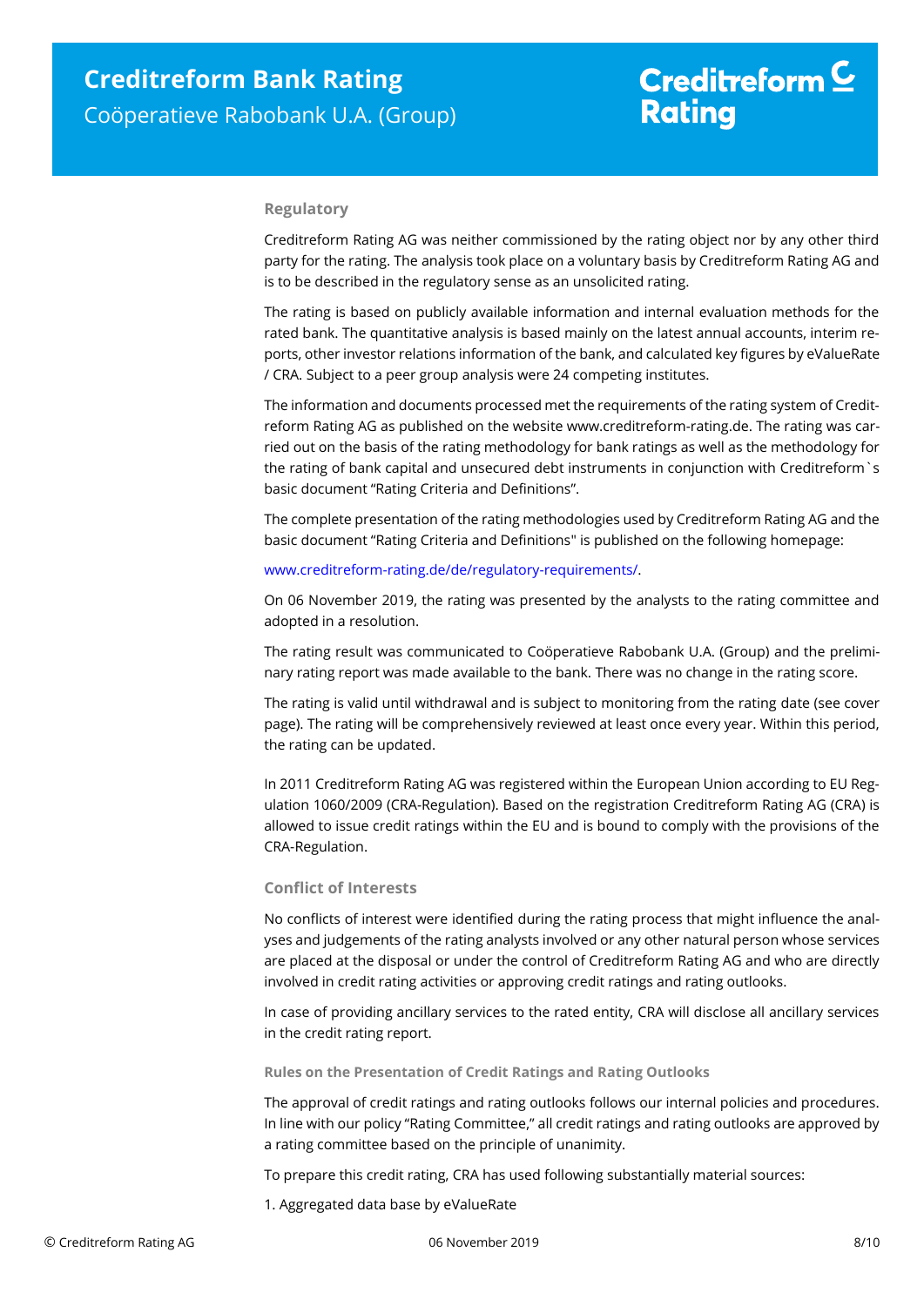## Regulatory

Creditreform Rating AG was neither commissioned by the rating object nor by any other third party for the rating. The analysis took place on a voluntary basis by Creditreform Rating AG and is to be described in the regulatory sense as an unsolicited rating.

The rating is based on publicly available information and internal evaluation methods for the rated bank. The quantitative analysis is based mainly on the latest annual accounts, interim reports, other investor relations information of the bank, and calculated key figures by eValueRate / CRA. Subject to a peer group analysis were 24 competing institutes.

The information and documents processed met the requirements of the rating system of Creditreform Rating AG as published on the website www.creditreform-rating.de. The rating was carried out on the basis of the rating methodology for bank ratings as well as the methodology for the rating of bank capital and unsecured debt instruments in conjunction with Creditreform`s basic document "Rating Criteria and Definitions".

The complete presentation of the rating methodologies used by Creditreform Rating AG and the basic document "Rating Criteria and Definitions" is published on the following homepage:

www.creditreform-rating.de/de/regulatory-requirements/.

On 06 November 2019, the rating was presented by the analysts to the rating committee and adopted in a resolution.

The rating result was communicated to Coöperatieve Rabobank U.A. (Group) and the preliminary rating report was made available to the bank. There was no change in the rating score.

The rating is valid until withdrawal and is subject to monitoring from the rating date (see cover page). The rating will be comprehensively reviewed at least once every year. Within this period, the rating can be updated.

In 2011 Creditreform Rating AG was registered within the European Union according to EU Regulation 1060/2009 (CRA-Regulation). Based on the registration Creditreform Rating AG (CRA) is allowed to issue credit ratings within the EU and is bound to comply with the provisions of the CRA-Regulation.

## Conflict of Interests

No conflicts of interest were identified during the rating process that might influence the analyses and judgements of the rating analysts involved or any other natural person whose services are placed at the disposal or under the control of Creditreform Rating AG and who are directly involved in credit rating activities or approving credit ratings and rating outlooks.

In case of providing ancillary services to the rated entity, CRA will disclose all ancillary services in the credit rating report.

### Rules on the Presentation of Credit Ratings and Rating Outlooks

The approval of credit ratings and rating outlooks follows our internal policies and procedures. In line with our policy "Rating Committee," all credit ratings and rating outlooks are approved by a rating committee based on the principle of unanimity.

To prepare this credit rating, CRA has used following substantially material sources:

1. Aggregated data base by eValueRate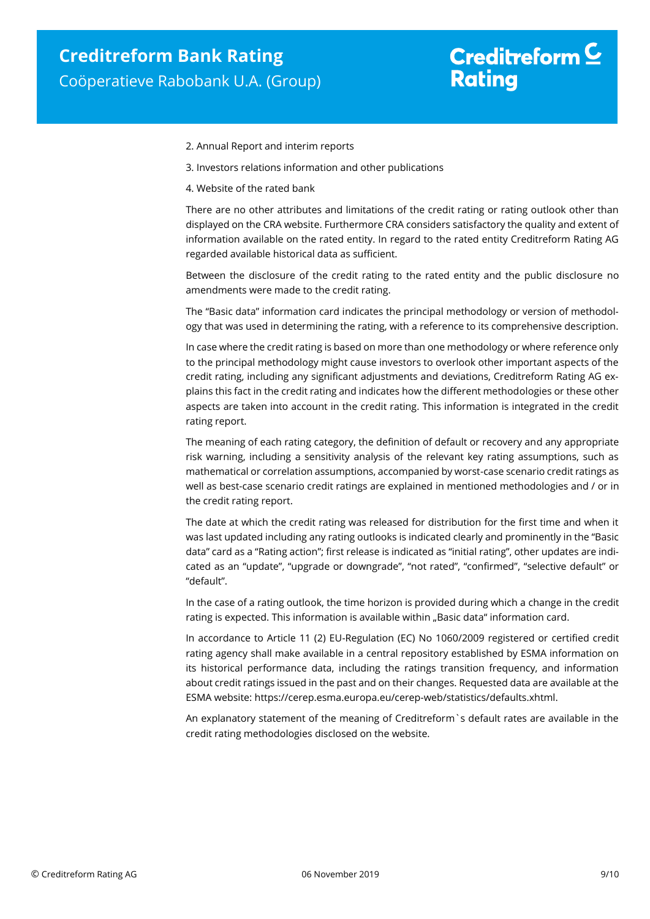2. Annual Report and interim reports

3. Investors relations information and other publications

4. Website of the rated bank

There are no other attributes and limitations of the credit rating or rating outlook other than displayed on the CRA website. Furthermore CRA considers satisfactory the quality and extent of information available on the rated entity. In regard to the rated entity Creditreform Rating AG regarded available historical data as sufficient.

Between the disclosure of the credit rating to the rated entity and the public disclosure no amendments were made to the credit rating.

The "Basic data" information card indicates the principal methodology or version of methodology that was used in determining the rating, with a reference to its comprehensive description.

In case where the credit rating is based on more than one methodology or where reference only to the principal methodology might cause investors to overlook other important aspects of the credit rating, including any significant adjustments and deviations, Creditreform Rating AG explains this fact in the credit rating and indicates how the different methodologies or these other aspects are taken into account in the credit rating. This information is integrated in the credit rating report.

The meaning of each rating category, the definition of default or recovery and any appropriate risk warning, including a sensitivity analysis of the relevant key rating assumptions, such as mathematical or correlation assumptions, accompanied by worst-case scenario credit ratings as well as best-case scenario credit ratings are explained in mentioned methodologies and / or in the credit rating report.

The date at which the credit rating was released for distribution for the first time and when it was last updated including any rating outlooks is indicated clearly and prominently in the "Basic data" card as a "Rating action"; first release is indicated as "initial rating", other updates are indicated as an "update", "upgrade or downgrade", "not rated", "confirmed", "selective default" or "default".

In the case of a rating outlook, the time horizon is provided during which a change in the credit rating is expected. This information is available within „Basic data" information card.

In accordance to Article 11 (2) EU-Regulation (EC) No 1060/2009 registered or certified credit rating agency shall make available in a central repository established by ESMA information on its historical performance data, including the ratings transition frequency, and information about credit ratings issued in the past and on their changes. Requested data are available at the ESMA website: https://cerep.esma.europa.eu/cerep-web/statistics/defaults.xhtml.

An explanatory statement of the meaning of Creditreform`s default rates are available in the credit rating methodologies disclosed on the website.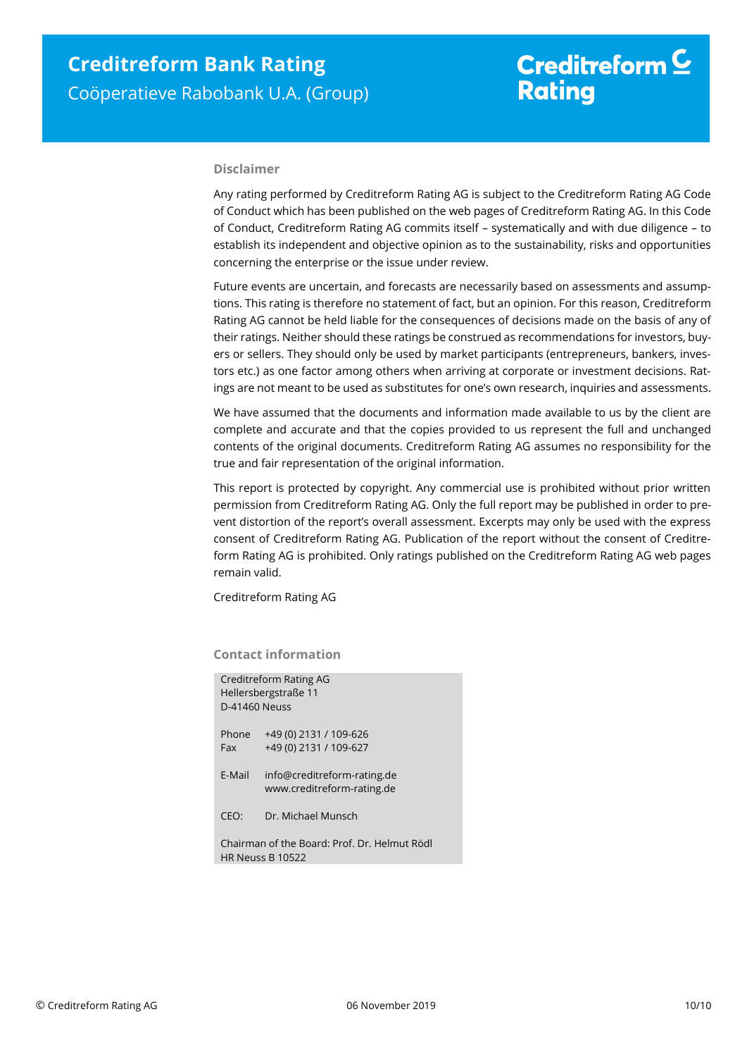## Disclaimer

Any rating performed by Creditreform Rating AG is subject to the Creditreform Rating AG Code of Conduct which has been published on the web pages of Creditreform Rating AG. In this Code of Conduct, Creditreform Rating AG commits itself – systematically and with due diligence – to establish its independent and objective opinion as to the sustainability, risks and opportunities concerning the enterprise or the issue under review.

Future events are uncertain, and forecasts are necessarily based on assessments and assumptions. This rating is therefore no statement of fact, but an opinion. For this reason, Creditreform Rating AG cannot be held liable for the consequences of decisions made on the basis of any of their ratings. Neither should these ratings be construed as recommendations for investors, buyers or sellers. They should only be used by market participants (entrepreneurs, bankers, investors etc.) as one factor among others when arriving at corporate or investment decisions. Ratings are not meant to be used as substitutes for one's own research, inquiries and assessments.

We have assumed that the documents and information made available to us by the client are complete and accurate and that the copies provided to us represent the full and unchanged contents of the original documents. Creditreform Rating AG assumes no responsibility for the true and fair representation of the original information.

This report is protected by copyright. Any commercial use is prohibited without prior written permission from Creditreform Rating AG. Only the full report may be published in order to prevent distortion of the report's overall assessment. Excerpts may only be used with the express consent of Creditreform Rating AG. Publication of the report without the consent of Creditreform Rating AG is prohibited. Only ratings published on the Creditreform Rating AG web pages remain valid.

Creditreform Rating AG

## Contact information

Creditreform Rating AG
Hellersbergstraße 11
D-41460 Neuss

Phone +49 (0) 2131 / 109-626
Fax +49 (0) 2131 / 109-627

E-Mail info@creditreform-rating.de
www.creditreform-rating.de

CEO: Dr. Michael Munsch

Chairman of the Board: Prof. Dr. Helmut Rödl
HR Neuss B 10522